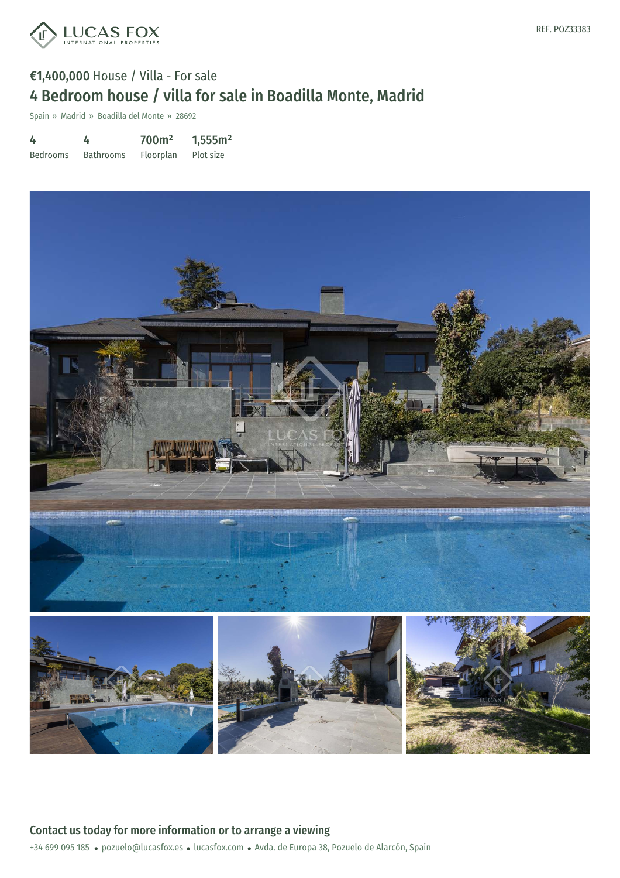LUCAS FOX
INTERNATIONAL PROPERTIES

REF. POZ33383

**€1,400,000** House / Villa - For sale

# 4 Bedroom house / villa for sale in Boadilla Monte, Madrid

Spain » Madrid » Boadilla del Monte » 28692

| 4 | 4 | 700m² | 1,555m² |
|---|---|---|---|
| Bedrooms | Bathrooms | Floorplan | Plot size |

## Contact us today for more information or to arrange a viewing

+34 699 095 185 • pozuelo@lucasfox.es • lucasfox.com • Avda. de Europa 38, Pozuelo de Alarcón, Spain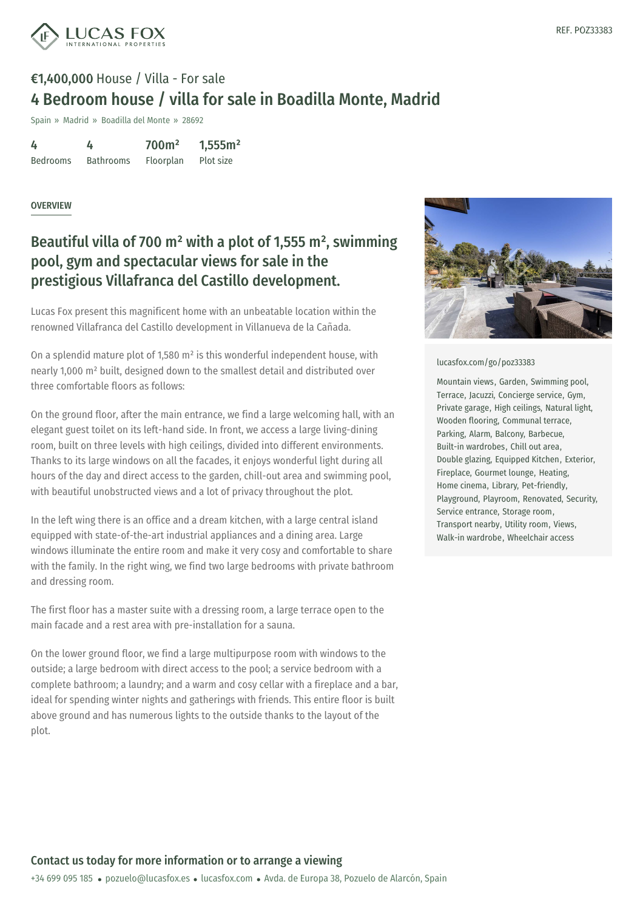REF. POZ33383

**€1,400,000** House / Villa - For sale

# 4 Bedroom house / villa for sale in Boadilla Monte, Madrid

Spain » Madrid » Boadilla del Monte » 28692

| 4 | 4 | 700m² | 1,555m² |
|---|---|---|---|
| Bedrooms | Bathrooms | Floorplan | Plot size |

## OVERVIEW

## Beautiful villa of 700 m² with a plot of 1,555 m², swimming pool, gym and spectacular views for sale in the prestigious Villafranca del Castillo development.

Lucas Fox present this magnificent home with an unbeatable location within the renowned Villafranca del Castillo development in Villanueva de la Cañada.

On a splendid mature plot of 1,580 m² is this wonderful independent house, with nearly 1,000 m² built, designed down to the smallest detail and distributed over three comfortable floors as follows:

On the ground floor, after the main entrance, we find a large welcoming hall, with an elegant guest toilet on its left-hand side. In front, we access a large living-dining room, built on three levels with high ceilings, divided into different environments. Thanks to its large windows on all the facades, it enjoys wonderful light during all hours of the day and direct access to the garden, chill-out area and swimming pool, with beautiful unobstructed views and a lot of privacy throughout the plot.

In the left wing there is an office and a dream kitchen, with a large central island equipped with state-of-the-art industrial appliances and a dining area. Large windows illuminate the entire room and make it very cosy and comfortable to share with the family. In the right wing, we find two large bedrooms with private bathroom and dressing room.

The first floor has a master suite with a dressing room, a large terrace open to the main facade and a rest area with pre-installation for a sauna.

On the lower ground floor, we find a large multipurpose room with windows to the outside; a large bedroom with direct access to the pool; a service bedroom with a complete bathroom; a laundry; and a warm and cosy cellar with a fireplace and a bar, ideal for spending winter nights and gatherings with friends. This entire floor is built above ground and has numerous lights to the outside thanks to the layout of the plot.

lucasfox.com/go/poz33383

Mountain views, Garden, Swimming pool, Terrace, Jacuzzi, Concierge service, Gym, Private garage, High ceilings, Natural light, Wooden flooring, Communal terrace, Parking, Alarm, Balcony, Barbecue, Built-in wardrobes, Chill out area, Double glazing, Equipped Kitchen, Exterior, Fireplace, Gourmet lounge, Heating, Home cinema, Library, Pet-friendly, Playground, Playroom, Renovated, Security, Service entrance, Storage room, Transport nearby, Utility room, Views, Walk-in wardrobe, Wheelchair access

**Contact us today for more information or to arrange a viewing**

+34 699 095 185 • pozuelo@lucasfox.es • lucasfox.com • Avda. de Europa 38, Pozuelo de Alarcón, Spain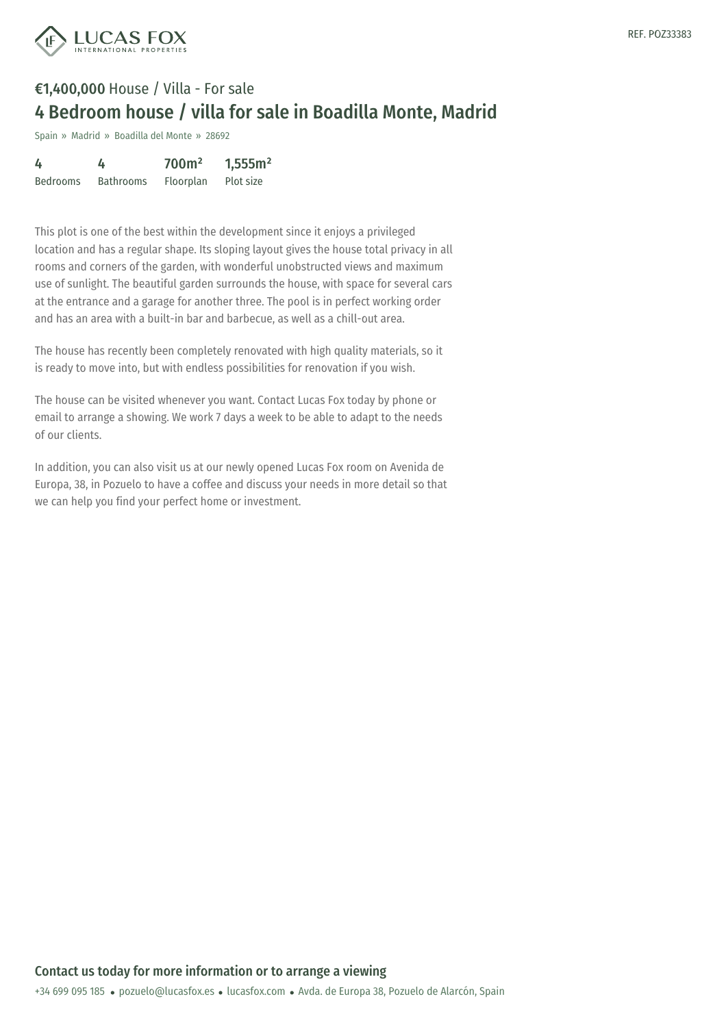LUCAS FOX INTERNATIONAL PROPERTIES

REF. POZ33383

**€1,400,000** House / Villa - For sale

# 4 Bedroom house / villa for sale in Boadilla Monte, Madrid

Spain » Madrid » Boadilla del Monte » 28692

| 4 | 4 | 700m² | 1,555m² |
|---|---|---|---|
| Bedrooms | Bathrooms | Floorplan | Plot size |

This plot is one of the best within the development since it enjoys a privileged location and has a regular shape. Its sloping layout gives the house total privacy in all rooms and corners of the garden, with wonderful unobstructed views and maximum use of sunlight. The beautiful garden surrounds the house, with space for several cars at the entrance and a garage for another three. The pool is in perfect working order and has an area with a built-in bar and barbecue, as well as a chill-out area.

The house has recently been completely renovated with high quality materials, so it is ready to move into, but with endless possibilities for renovation if you wish.

The house can be visited whenever you want. Contact Lucas Fox today by phone or email to arrange a showing. We work 7 days a week to be able to adapt to the needs of our clients.

In addition, you can also visit us at our newly opened Lucas Fox room on Avenida de Europa, 38, in Pozuelo to have a coffee and discuss your needs in more detail so that we can help you find your perfect home or investment.

## Contact us today for more information or to arrange a viewing

+34 699 095 185 • pozuelo@lucasfox.es • lucasfox.com • Avda. de Europa 38, Pozuelo de Alarcón, Spain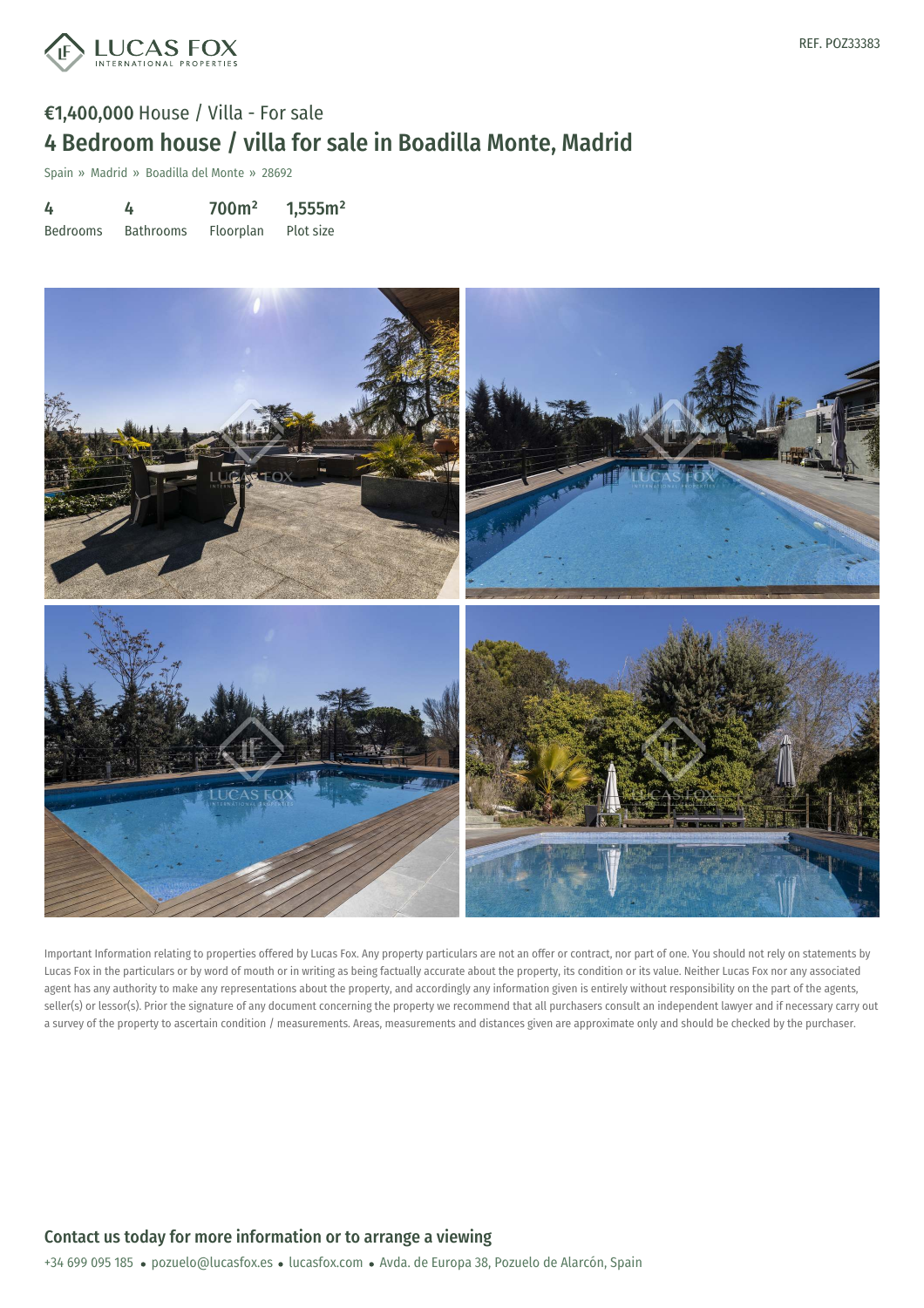REF. POZ33383

**€1,400,000** House / Villa - For sale

# 4 Bedroom house / villa for sale in Boadilla Monte, Madrid

Spain » Madrid » Boadilla del Monte » 28692

| 4 | 4 | 700m² | 1,555m² |
|---|---|---|---|
| Bedrooms | Bathrooms | Floorplan | Plot size |

Important Information relating to properties offered by Lucas Fox. Any property particulars are not an offer or contract, nor part of one. You should not rely on statements by Lucas Fox in the particulars or by word of mouth or in writing as being factually accurate about the property, its condition or its value. Neither Lucas Fox nor any associated agent has any authority to make any representations about the property, and accordingly any information given is entirely without responsibility on the part of the agents, seller(s) or lessor(s). Prior the signature of any document concerning the property we recommend that all purchasers consult an independent lawyer and if necessary carry out a survey of the property to ascertain condition / measurements. Areas, measurements and distances given are approximate only and should be checked by the purchaser.

## Contact us today for more information or to arrange a viewing

+34 699 095 185 • pozuelo@lucasfox.es • lucasfox.com • Avda. de Europa 38, Pozuelo de Alarcón, Spain